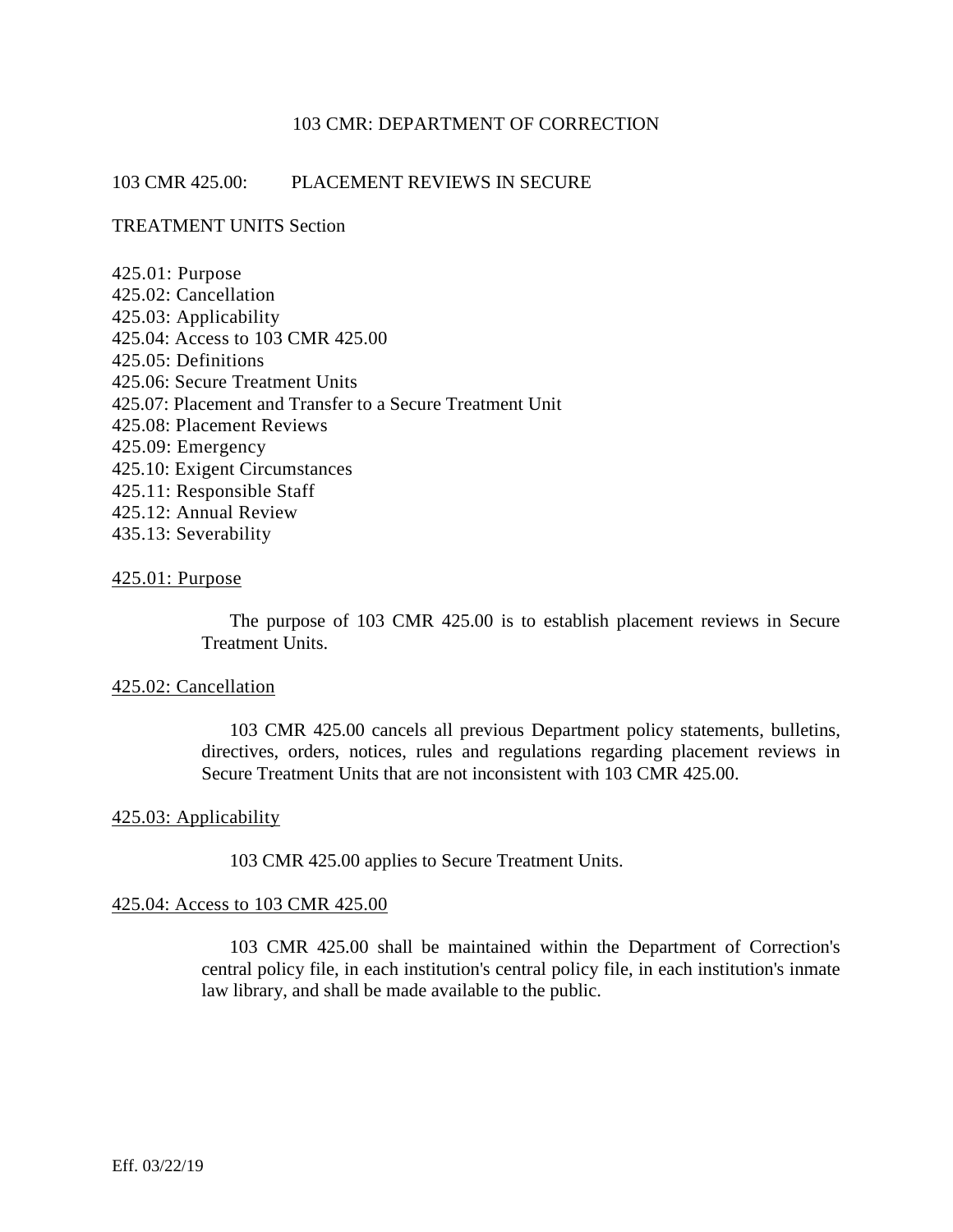# 103 CMR: DEPARTMENT OF CORRECTION

## 103 CMR 425.00: PLACEMENT REVIEWS IN SECURE

TREATMENT UNITS Section

425.01: Purpose
425.02: Cancellation
425.03: Applicability
425.04: Access to 103 CMR 425.00
425.05: Definitions
425.06: Secure Treatment Units
425.07: Placement and Transfer to a Secure Treatment Unit
425.08: Placement Reviews
425.09: Emergency
425.10: Exigent Circumstances
425.11: Responsible Staff
425.12: Annual Review
435.13: Severability

### 425.01: Purpose

The purpose of 103 CMR 425.00 is to establish placement reviews in Secure Treatment Units.

### 425.02: Cancellation

103 CMR 425.00 cancels all previous Department policy statements, bulletins, directives, orders, notices, rules and regulations regarding placement reviews in Secure Treatment Units that are not inconsistent with 103 CMR 425.00.

### 425.03: Applicability

103 CMR 425.00 applies to Secure Treatment Units.

### 425.04: Access to 103 CMR 425.00

103 CMR 425.00 shall be maintained within the Department of Correction's central policy file, in each institution's central policy file, in each institution's inmate law library, and shall be made available to the public.

Eff. 03/22/19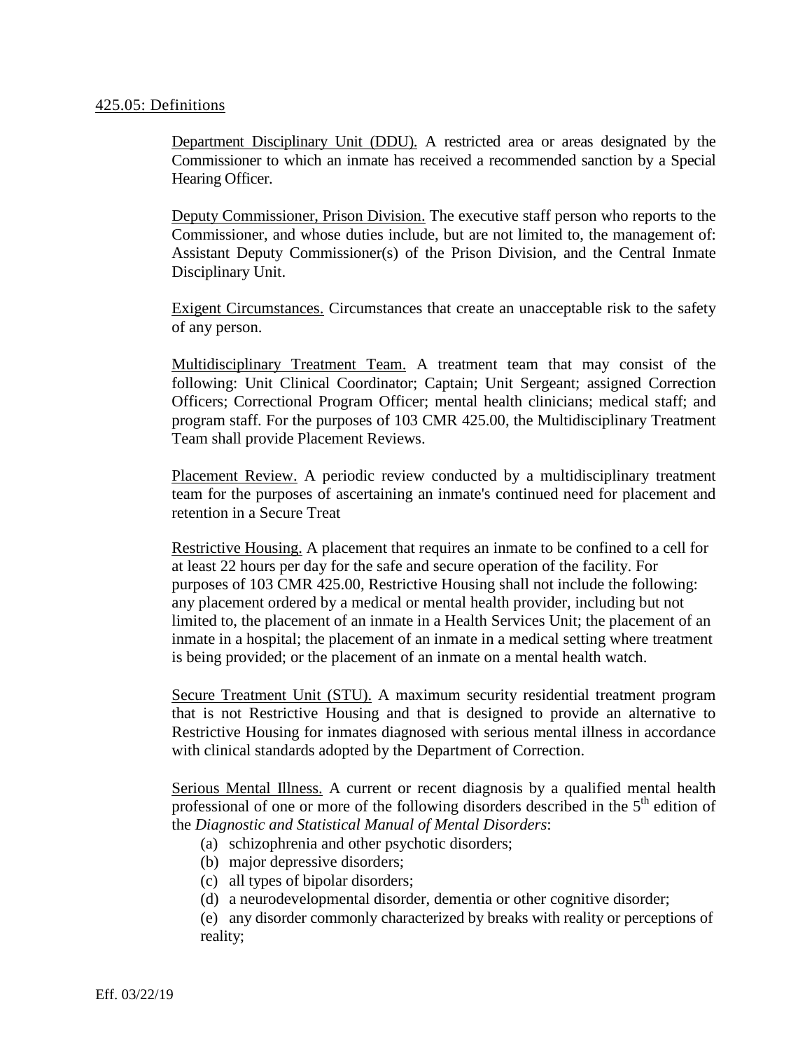425.05: Definitions

Department Disciplinary Unit (DDU). A restricted area or areas designated by the Commissioner to which an inmate has received a recommended sanction by a Special Hearing Officer.

Deputy Commissioner, Prison Division. The executive staff person who reports to the Commissioner, and whose duties include, but are not limited to, the management of: Assistant Deputy Commissioner(s) of the Prison Division, and the Central Inmate Disciplinary Unit.

Exigent Circumstances. Circumstances that create an unacceptable risk to the safety of any person.

Multidisciplinary Treatment Team. A treatment team that may consist of the following: Unit Clinical Coordinator; Captain; Unit Sergeant; assigned Correction Officers; Correctional Program Officer; mental health clinicians; medical staff; and program staff. For the purposes of 103 CMR 425.00, the Multidisciplinary Treatment Team shall provide Placement Reviews.

Placement Review. A periodic review conducted by a multidisciplinary treatment team for the purposes of ascertaining an inmate's continued need for placement and retention in a Secure Treat

Restrictive Housing. A placement that requires an inmate to be confined to a cell for at least 22 hours per day for the safe and secure operation of the facility. For purposes of 103 CMR 425.00, Restrictive Housing shall not include the following: any placement ordered by a medical or mental health provider, including but not limited to, the placement of an inmate in a Health Services Unit; the placement of an inmate in a hospital; the placement of an inmate in a medical setting where treatment is being provided; or the placement of an inmate on a mental health watch.

Secure Treatment Unit (STU). A maximum security residential treatment program that is not Restrictive Housing and that is designed to provide an alternative to Restrictive Housing for inmates diagnosed with serious mental illness in accordance with clinical standards adopted by the Department of Correction.

Serious Mental Illness. A current or recent diagnosis by a qualified mental health professional of one or more of the following disorders described in the 5th edition of the *Diagnostic and Statistical Manual of Mental Disorders*:

(a) schizophrenia and other psychotic disorders;
(b) major depressive disorders;
(c) all types of bipolar disorders;
(d) a neurodevelopmental disorder, dementia or other cognitive disorder;
(e) any disorder commonly characterized by breaks with reality or perceptions of reality;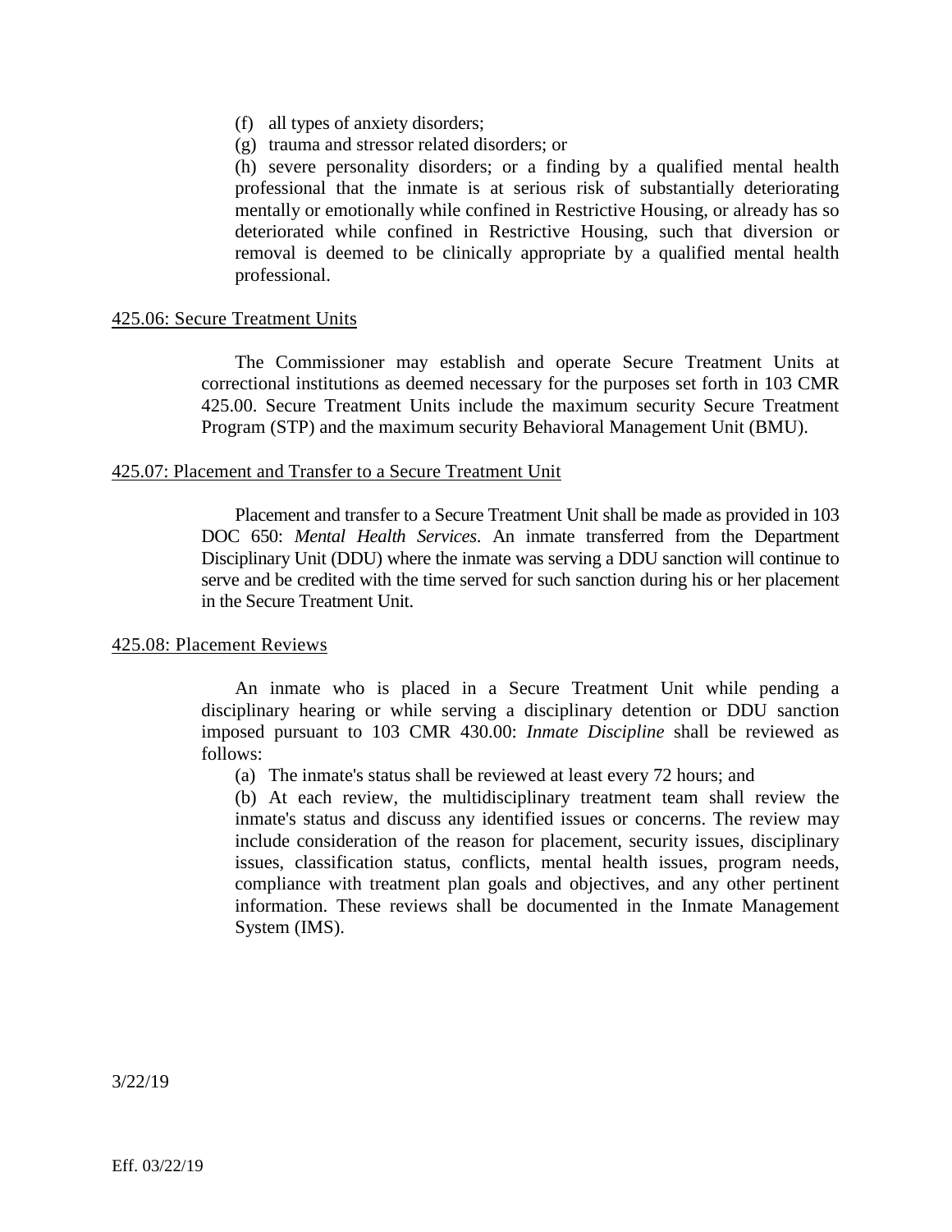(f) all types of anxiety disorders;

(g) trauma and stressor related disorders; or

(h) severe personality disorders; or a finding by a qualified mental health professional that the inmate is at serious risk of substantially deteriorating mentally or emotionally while confined in Restrictive Housing, or already has so deteriorated while confined in Restrictive Housing, such that diversion or removal is deemed to be clinically appropriate by a qualified mental health professional.

425.06: Secure Treatment Units

The Commissioner may establish and operate Secure Treatment Units at correctional institutions as deemed necessary for the purposes set forth in 103 CMR 425.00. Secure Treatment Units include the maximum security Secure Treatment Program (STP) and the maximum security Behavioral Management Unit (BMU).

425.07: Placement and Transfer to a Secure Treatment Unit

Placement and transfer to a Secure Treatment Unit shall be made as provided in 103 DOC 650: *Mental Health Services*. An inmate transferred from the Department Disciplinary Unit (DDU) where the inmate was serving a DDU sanction will continue to serve and be credited with the time served for such sanction during his or her placement in the Secure Treatment Unit.

425.08: Placement Reviews

An inmate who is placed in a Secure Treatment Unit while pending a disciplinary hearing or while serving a disciplinary detention or DDU sanction imposed pursuant to 103 CMR 430.00: *Inmate Discipline* shall be reviewed as follows:

(a) The inmate's status shall be reviewed at least every 72 hours; and

(b) At each review, the multidisciplinary treatment team shall review the inmate's status and discuss any identified issues or concerns. The review may include consideration of the reason for placement, security issues, disciplinary issues, classification status, conflicts, mental health issues, program needs, compliance with treatment plan goals and objectives, and any other pertinent information. These reviews shall be documented in the Inmate Management System (IMS).

3/22/19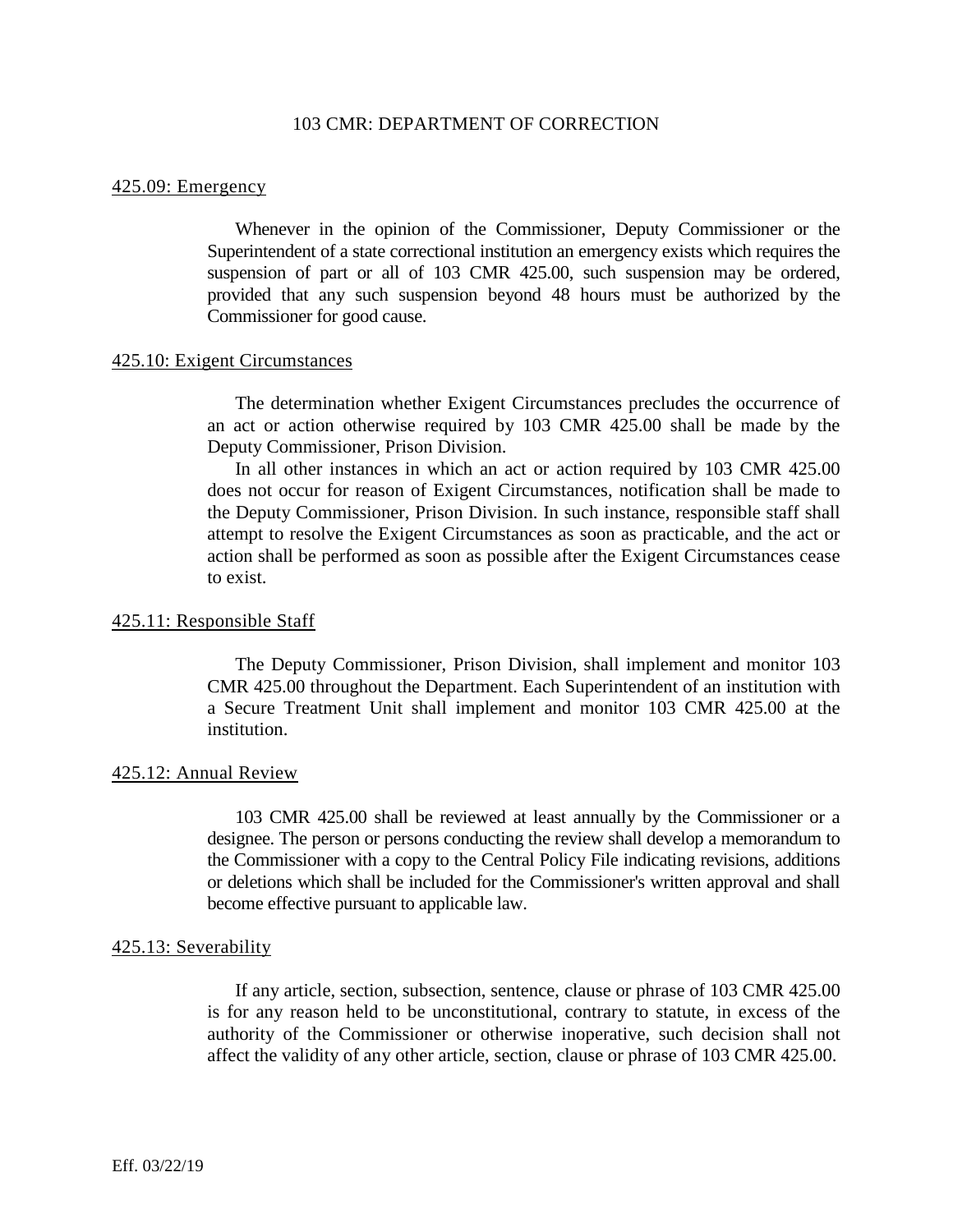### 425.09: Emergency

Whenever in the opinion of the Commissioner, Deputy Commissioner or the Superintendent of a state correctional institution an emergency exists which requires the suspension of part or all of 103 CMR 425.00, such suspension may be ordered, provided that any such suspension beyond 48 hours must be authorized by the Commissioner for good cause.

### 425.10: Exigent Circumstances

The determination whether Exigent Circumstances precludes the occurrence of an act or action otherwise required by 103 CMR 425.00 shall be made by the Deputy Commissioner, Prison Division.

In all other instances in which an act or action required by 103 CMR 425.00 does not occur for reason of Exigent Circumstances, notification shall be made to the Deputy Commissioner, Prison Division. In such instance, responsible staff shall attempt to resolve the Exigent Circumstances as soon as practicable, and the act or action shall be performed as soon as possible after the Exigent Circumstances cease to exist.

### 425.11: Responsible Staff

The Deputy Commissioner, Prison Division, shall implement and monitor 103 CMR 425.00 throughout the Department. Each Superintendent of an institution with a Secure Treatment Unit shall implement and monitor 103 CMR 425.00 at the institution.

### 425.12: Annual Review

103 CMR 425.00 shall be reviewed at least annually by the Commissioner or a designee. The person or persons conducting the review shall develop a memorandum to the Commissioner with a copy to the Central Policy File indicating revisions, additions or deletions which shall be included for the Commissioner's written approval and shall become effective pursuant to applicable law.

### 425.13: Severability

If any article, section, subsection, sentence, clause or phrase of 103 CMR 425.00 is for any reason held to be unconstitutional, contrary to statute, in excess of the authority of the Commissioner or otherwise inoperative, such decision shall not affect the validity of any other article, section, clause or phrase of 103 CMR 425.00.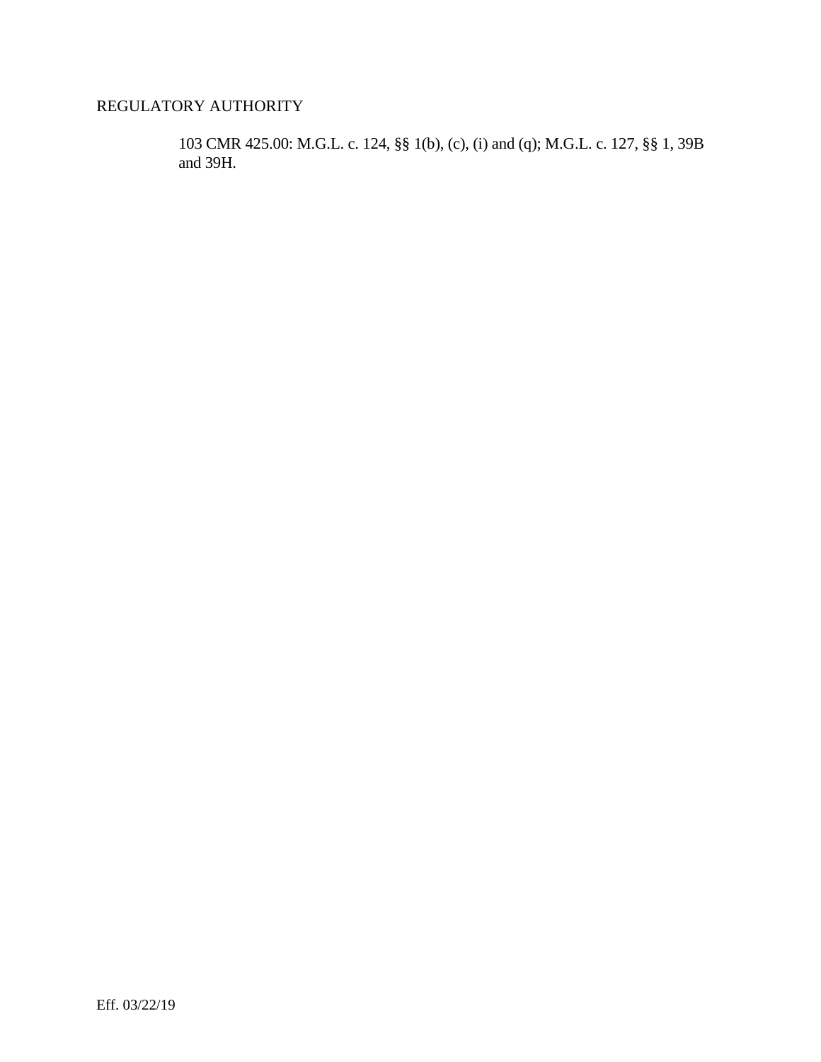REGULATORY AUTHORITY

103 CMR 425.00: M.G.L. c. 124, §§ 1(b), (c), (i) and (q); M.G.L. c. 127, §§ 1, 39B and 39H.